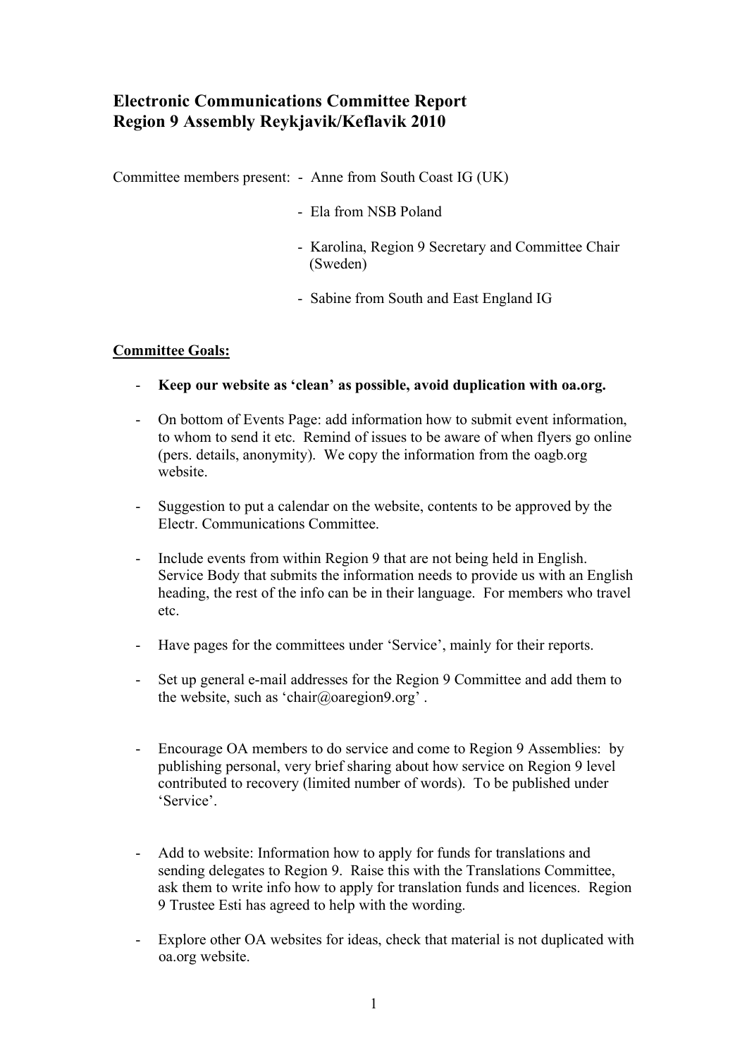# Electronic Communications Committee Report
# Region 9 Assembly Reykjavik/Keflavik 2010

Committee members present:

- Anne from South Coast IG (UK)
- Ela from NSB Poland
- Karolina, Region 9 Secretary and Committee Chair (Sweden)
- Sabine from South and East England IG

**Committee Goals:**

- **Keep our website as 'clean' as possible, avoid duplication with oa.org.**
- On bottom of Events Page: add information how to submit event information, to whom to send it etc. Remind of issues to be aware of when flyers go online (pers. details, anonymity). We copy the information from the oagb.org website.
- Suggestion to put a calendar on the website, contents to be approved by the Electr. Communications Committee.
- Include events from within Region 9 that are not being held in English. Service Body that submits the information needs to provide us with an English heading, the rest of the info can be in their language. For members who travel etc.
- Have pages for the committees under 'Service', mainly for their reports.
- Set up general e-mail addresses for the Region 9 Committee and add them to the website, such as 'chair@oaregion9.org' .
- Encourage OA members to do service and come to Region 9 Assemblies: by publishing personal, very brief sharing about how service on Region 9 level contributed to recovery (limited number of words). To be published under 'Service'.
- Add to website: Information how to apply for funds for translations and sending delegates to Region 9. Raise this with the Translations Committee, ask them to write info how to apply for translation funds and licences. Region 9 Trustee Esti has agreed to help with the wording.
- Explore other OA websites for ideas, check that material is not duplicated with oa.org website.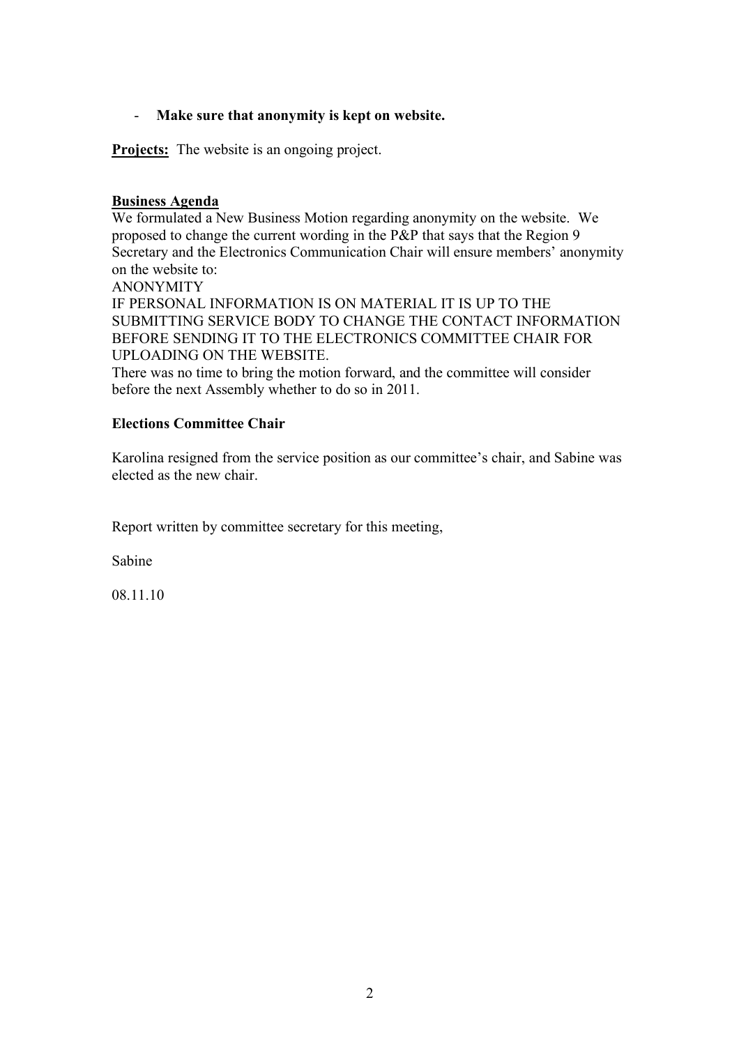- **Make sure that anonymity is kept on website.**

**Projects:** The website is an ongoing project.

**Business Agenda**

We formulated a New Business Motion regarding anonymity on the website. We proposed to change the current wording in the P&P that says that the Region 9 Secretary and the Electronics Communication Chair will ensure members' anonymity on the website to:

ANONYMITY

IF PERSONAL INFORMATION IS ON MATERIAL IT IS UP TO THE SUBMITTING SERVICE BODY TO CHANGE THE CONTACT INFORMATION BEFORE SENDING IT TO THE ELECTRONICS COMMITTEE CHAIR FOR UPLOADING ON THE WEBSITE.

There was no time to bring the motion forward, and the committee will consider before the next Assembly whether to do so in 2011.

**Elections Committee Chair**

Karolina resigned from the service position as our committee's chair, and Sabine was elected as the new chair.

Report written by committee secretary for this meeting,

Sabine

08.11.10